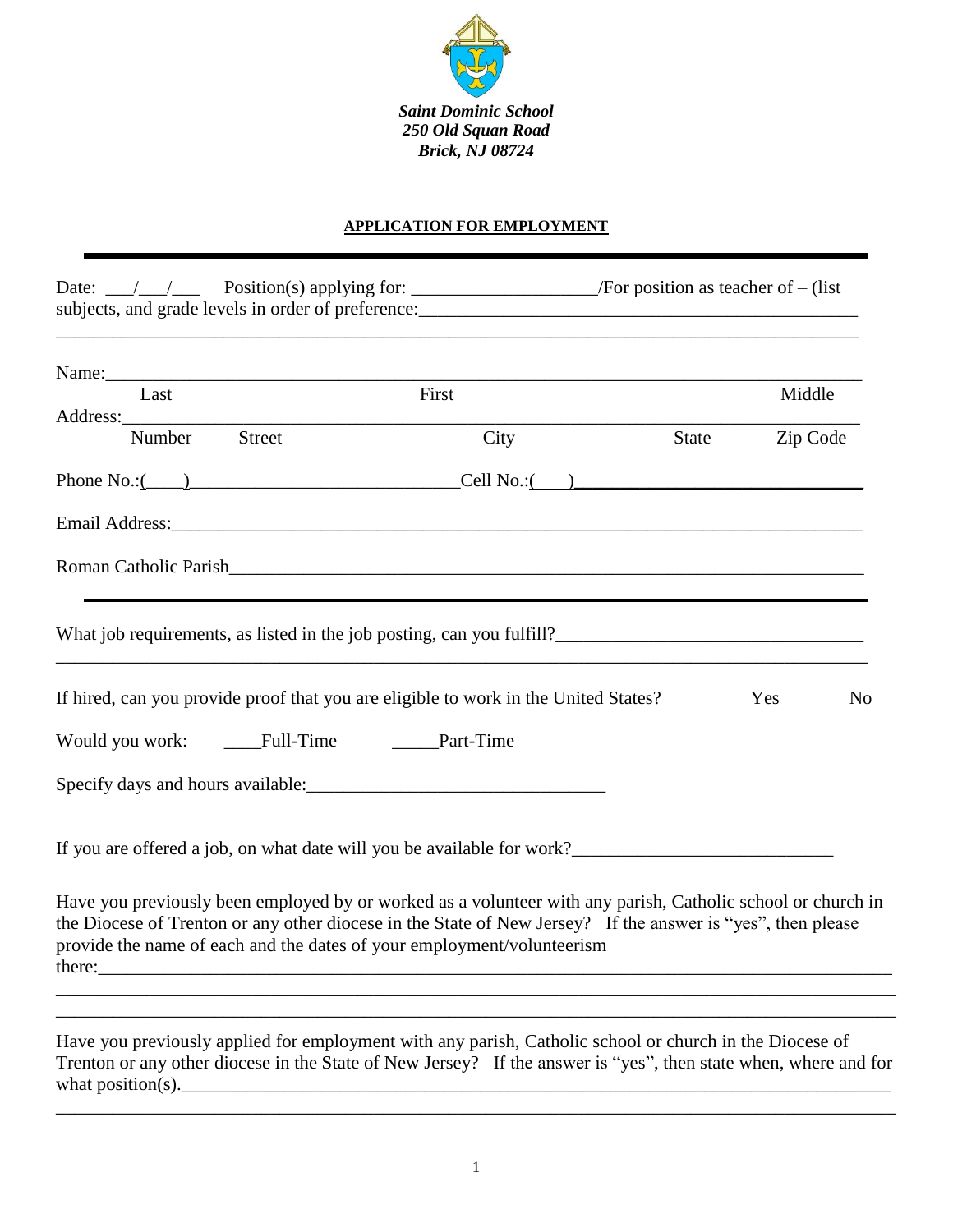***Saint Dominic School***
***250 Old Squan Road***
***Brick, NJ 08724***

**APPLICATION FOR EMPLOYMENT**

---

Date: \_\_\_/\_\_\_/\_\_\_ Position(s) applying for: \_\_\_\_\_\_\_\_\_\_\_\_\_\_\_\_\_\_\_\_/For position as teacher of – (list subjects, and grade levels in order of preference:\_\_\_\_\_\_\_\_\_\_\_\_\_\_\_\_\_\_\_\_\_\_\_\_\_\_\_\_\_\_\_\_\_\_\_\_\_\_\_\_\_\_\_\_\_\_\_\_\_\_

\_\_\_\_\_\_\_\_\_\_\_\_\_\_\_\_\_\_\_\_\_\_\_\_\_\_\_\_\_\_\_\_\_\_\_\_\_\_\_\_\_\_\_\_\_\_\_\_\_\_\_\_\_\_\_\_\_\_\_\_\_\_\_\_\_\_\_\_\_\_\_\_\_\_\_\_\_\_\_\_\_\_\_\_\_\_\_\_

Name:\_\_\_\_\_\_\_\_\_\_\_\_\_\_\_\_\_\_\_\_\_\_\_\_\_\_\_\_\_\_\_\_\_\_\_\_\_\_\_\_\_\_\_\_\_\_\_\_\_\_\_\_\_\_\_\_\_\_\_\_\_\_\_\_\_\_\_\_\_\_\_\_\_\_\_\_\_\_\_\_
Last First Middle

Address:\_\_\_\_\_\_\_\_\_\_\_\_\_\_\_\_\_\_\_\_\_\_\_\_\_\_\_\_\_\_\_\_\_\_\_\_\_\_\_\_\_\_\_\_\_\_\_\_\_\_\_\_\_\_\_\_\_\_\_\_\_\_\_\_\_\_\_\_\_\_\_\_\_\_\_\_\_\_\_
Number Street City State Zip Code

Phone No.:(\_\_\_\_)\_\_\_\_\_\_\_\_\_\_\_\_\_\_\_\_\_\_\_\_\_\_\_\_\_\_\_\_\_Cell No.:(\_\_\_)\_\_\_\_\_\_\_\_\_\_\_\_\_\_\_\_\_\_\_\_\_\_\_\_\_\_\_\_\_\_\_

Email Address:\_\_\_\_\_\_\_\_\_\_\_\_\_\_\_\_\_\_\_\_\_\_\_\_\_\_\_\_\_\_\_\_\_\_\_\_\_\_\_\_\_\_\_\_\_\_\_\_\_\_\_\_\_\_\_\_\_\_\_\_\_\_\_\_\_\_\_\_\_\_\_\_\_

Roman Catholic Parish\_\_\_\_\_\_\_\_\_\_\_\_\_\_\_\_\_\_\_\_\_\_\_\_\_\_\_\_\_\_\_\_\_\_\_\_\_\_\_\_\_\_\_\_\_\_\_\_\_\_\_\_\_\_\_\_\_\_\_\_\_\_\_\_\_\_\_

---

What job requirements, as listed in the job posting, can you fulfill?\_\_\_\_\_\_\_\_\_\_\_\_\_\_\_\_\_\_\_\_\_\_\_\_\_\_\_\_\_\_\_\_\_

\_\_\_\_\_\_\_\_\_\_\_\_\_\_\_\_\_\_\_\_\_\_\_\_\_\_\_\_\_\_\_\_\_\_\_\_\_\_\_\_\_\_\_\_\_\_\_\_\_\_\_\_\_\_\_\_\_\_\_\_\_\_\_\_\_\_\_\_\_\_\_\_\_\_\_\_\_\_\_\_\_\_\_\_\_\_\_\_

If hired, can you provide proof that you are eligible to work in the United States? Yes No

Would you work: \_\_\_\_Full-Time \_\_\_\_\_Part-Time

Specify days and hours available:\_\_\_\_\_\_\_\_\_\_\_\_\_\_\_\_\_\_\_\_\_\_\_\_\_\_\_\_\_\_\_\_\_

If you are offered a job, on what date will you be available for work?\_\_\_\_\_\_\_\_\_\_\_\_\_\_\_\_\_\_\_\_\_\_\_\_\_\_\_\_

Have you previously been employed by or worked as a volunteer with any parish, Catholic school or church in the Diocese of Trenton or any other diocese in the State of New Jersey? If the answer is "yes", then please provide the name of each and the dates of your employment/volunteerism there:\_\_\_\_\_\_\_\_\_\_\_\_\_\_\_\_\_\_\_\_\_\_\_\_\_\_\_\_\_\_\_\_\_\_\_\_\_\_\_\_\_\_\_\_\_\_\_\_\_\_\_\_\_\_\_\_\_\_\_\_\_\_\_\_\_\_\_\_\_\_\_\_\_\_\_\_\_\_\_\_\_\_\_

\_\_\_\_\_\_\_\_\_\_\_\_\_\_\_\_\_\_\_\_\_\_\_\_\_\_\_\_\_\_\_\_\_\_\_\_\_\_\_\_\_\_\_\_\_\_\_\_\_\_\_\_\_\_\_\_\_\_\_\_\_\_\_\_\_\_\_\_\_\_\_\_\_\_\_\_\_\_\_\_\_\_\_\_\_\_\_\_

\_\_\_\_\_\_\_\_\_\_\_\_\_\_\_\_\_\_\_\_\_\_\_\_\_\_\_\_\_\_\_\_\_\_\_\_\_\_\_\_\_\_\_\_\_\_\_\_\_\_\_\_\_\_\_\_\_\_\_\_\_\_\_\_\_\_\_\_\_\_\_\_\_\_\_\_\_\_\_\_\_\_\_\_\_\_\_\_

Have you previously applied for employment with any parish, Catholic school or church in the Diocese of Trenton or any other diocese in the State of New Jersey? If the answer is "yes", then state when, where and for what position(s).\_\_\_\_\_\_\_\_\_\_\_\_\_\_\_\_\_\_\_\_\_\_\_\_\_\_\_\_\_\_\_\_\_\_\_\_\_\_\_\_\_\_\_\_\_\_\_\_\_\_\_\_\_\_\_\_\_\_\_\_\_\_\_\_\_\_\_\_\_\_\_\_\_\_\_\_

\_\_\_\_\_\_\_\_\_\_\_\_\_\_\_\_\_\_\_\_\_\_\_\_\_\_\_\_\_\_\_\_\_\_\_\_\_\_\_\_\_\_\_\_\_\_\_\_\_\_\_\_\_\_\_\_\_\_\_\_\_\_\_\_\_\_\_\_\_\_\_\_\_\_\_\_\_\_\_\_\_\_\_\_\_\_\_\_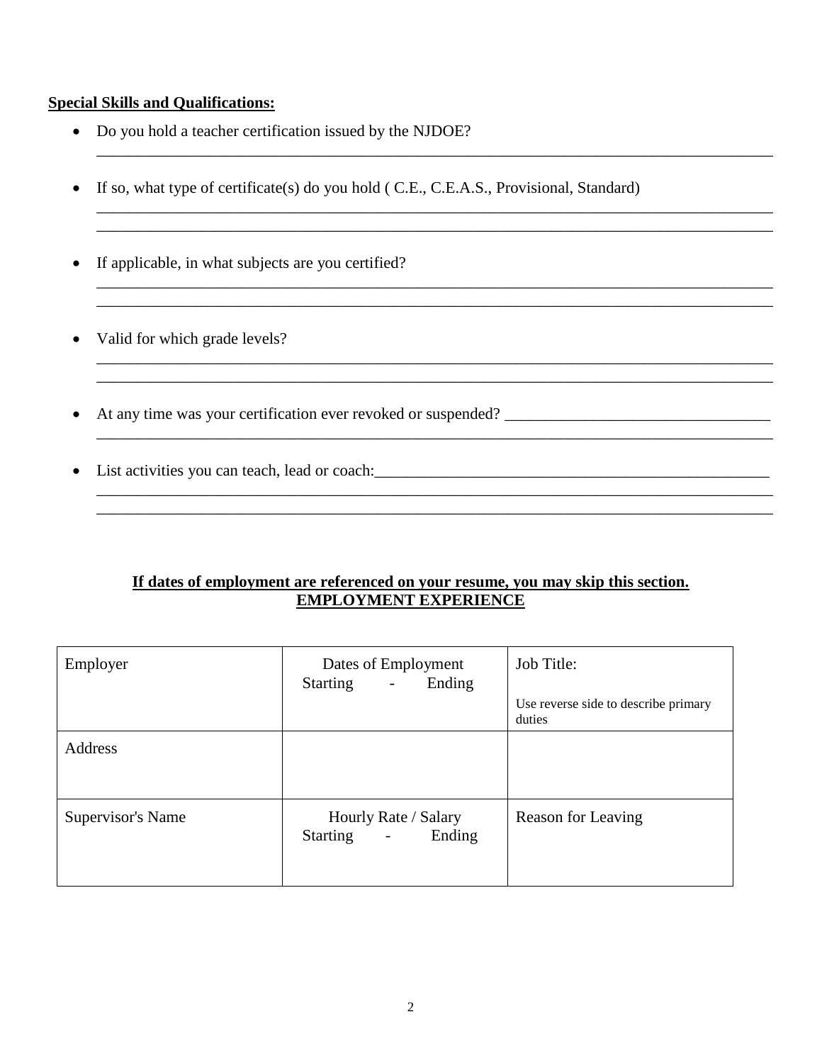**Special Skills and Qualifications:**

- Do you hold a teacher certification issued by the NJDOE?
  ______________________________________________________________________________

- If so, what type of certificate(s) do you hold ( C.E., C.E.A.S., Provisional, Standard)
  ______________________________________________________________________________
  ______________________________________________________________________________

- If applicable, in what subjects are you certified?
  ______________________________________________________________________________
  ______________________________________________________________________________

- Valid for which grade levels?
  ______________________________________________________________________________
  ______________________________________________________________________________

- At any time was your certification ever revoked or suspended? _________________________________
  ______________________________________________________________________________

- List activities you can teach, lead or coach:___________________________________________________
  ______________________________________________________________________________
  ______________________________________________________________________________

**If dates of employment are referenced on your resume, you may skip this section.**

**EMPLOYMENT EXPERIENCE**

| Employer | Dates of Employment<br>Starting - Ending | Job Title:<br><br>Use reverse side to describe primary duties |
|---|---|---|
| Address | | |
| Supervisor's Name | Hourly Rate / Salary<br>Starting - Ending | Reason for Leaving |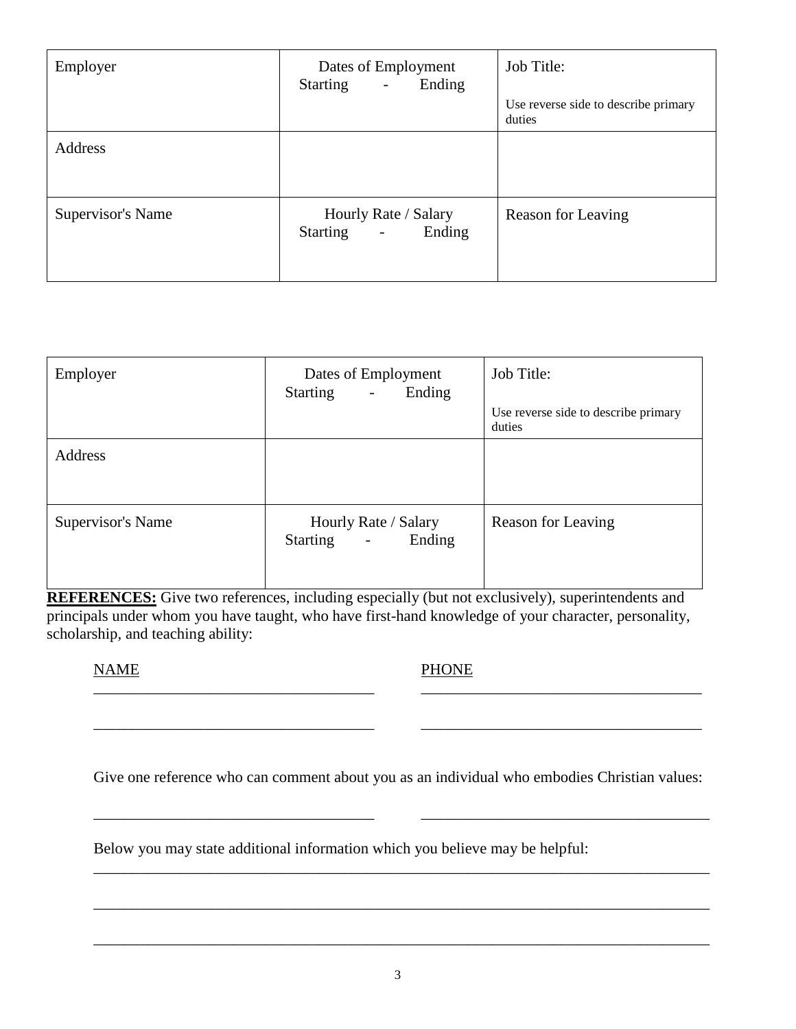| Employer | Dates of Employment<br>Starting - Ending | Job Title:<br><br>Use reverse side to describe primary duties |
|---|---|---|
| Address | | |
| Supervisor's Name | Hourly Rate / Salary<br>Starting - Ending | Reason for Leaving |

| Employer | Dates of Employment<br>Starting - Ending | Job Title:<br><br>Use reverse side to describe primary duties |
|---|---|---|
| Address | | |
| Supervisor's Name | Hourly Rate / Salary<br>Starting - Ending | Reason for Leaving |

**REFERENCES:** Give two references, including especially (but not exclusively), superintendents and principals under whom you have taught, who have first-hand knowledge of your character, personality, scholarship, and teaching ability:

| NAME | PHONE |
|---|---|
| ____________________________________ | ____________________________________ |
| ____________________________________ | ____________________________________ |

Give one reference who can comment about you as an individual who embodies Christian values:

____________________________________ ____________________________________

Below you may state additional information which you believe may be helpful:

________________________________________________________________________________

________________________________________________________________________________

________________________________________________________________________________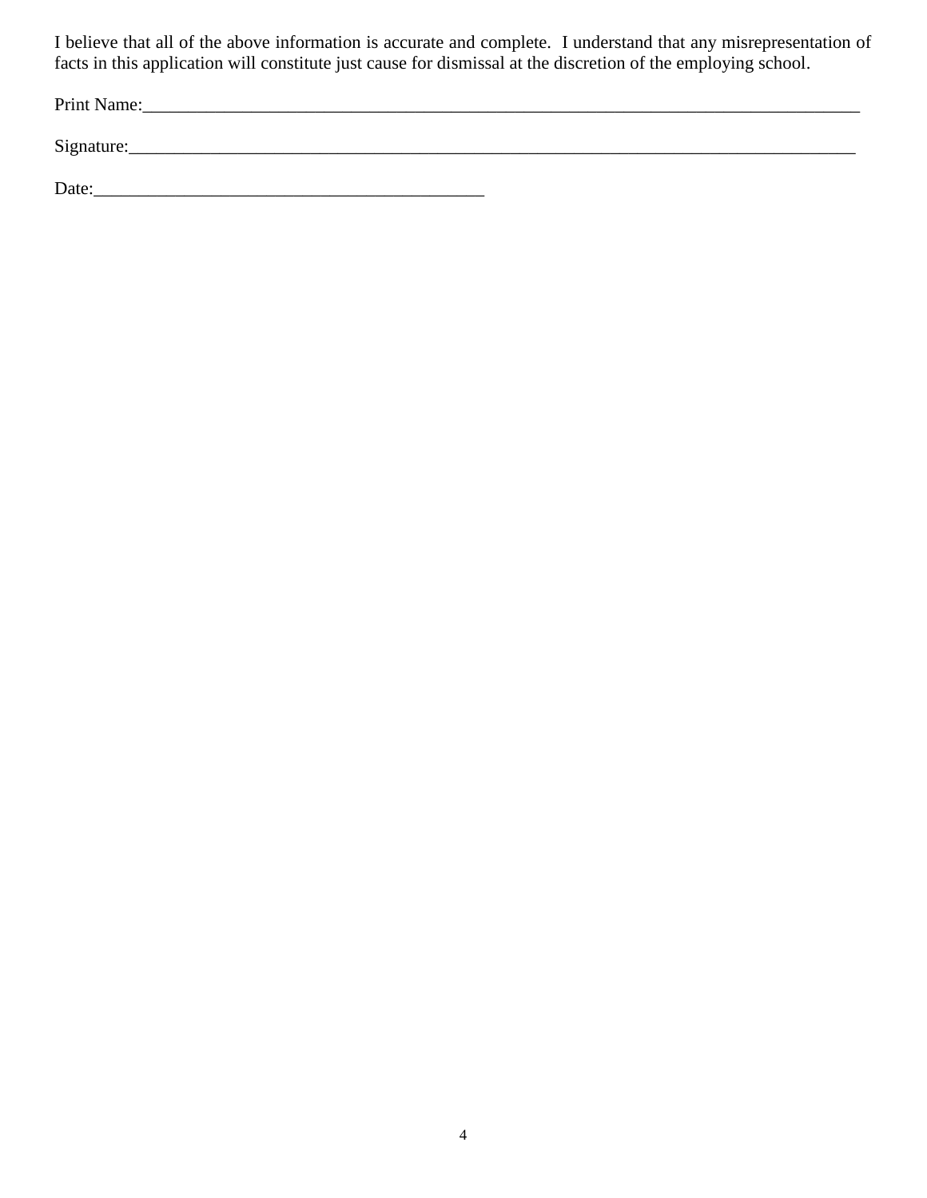I believe that all of the above information is accurate and complete.  I understand that any misrepresentation of facts in this application will constitute just cause for dismissal at the discretion of the employing school.

Print Name:_________________________________________________________________________________

Signature:__________________________________________________________________________________

Date:_____________________________________________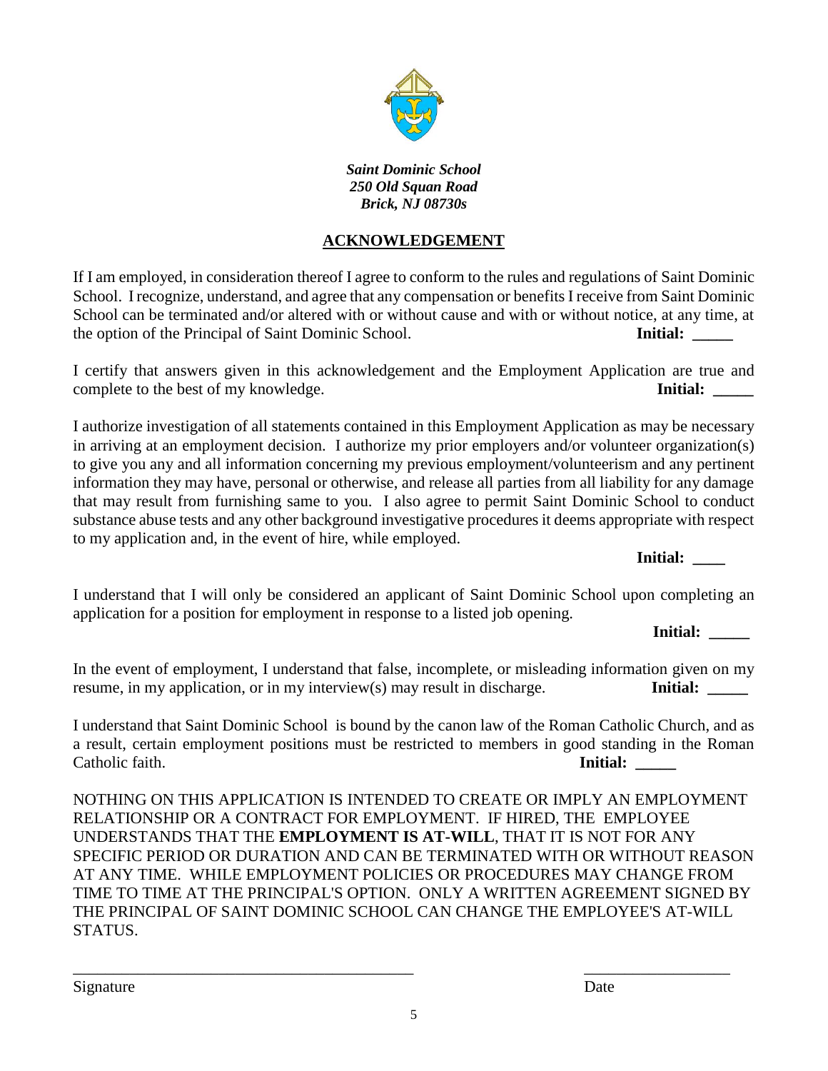***Saint Dominic School***
***250 Old Squan Road***
***Brick, NJ 08730s***

## ACKNOWLEDGEMENT

If I am employed, in consideration thereof I agree to conform to the rules and regulations of Saint Dominic School. I recognize, understand, and agree that any compensation or benefits I receive from Saint Dominic School can be terminated and/or altered with or without cause and with or without notice, at any time, at the option of the Principal of Saint Dominic School. **Initial: _____**

I certify that answers given in this acknowledgement and the Employment Application are true and complete to the best of my knowledge. **Initial: _____**

I authorize investigation of all statements contained in this Employment Application as may be necessary in arriving at an employment decision. I authorize my prior employers and/or volunteer organization(s) to give you any and all information concerning my previous employment/volunteerism and any pertinent information they may have, personal or otherwise, and release all parties from all liability for any damage that may result from furnishing same to you. I also agree to permit Saint Dominic School to conduct substance abuse tests and any other background investigative procedures it deems appropriate with respect to my application and, in the event of hire, while employed.

**Initial: ____**

I understand that I will only be considered an applicant of Saint Dominic School upon completing an application for a position for employment in response to a listed job opening.

**Initial: _____**

In the event of employment, I understand that false, incomplete, or misleading information given on my resume, in my application, or in my interview(s) may result in discharge. **Initial: _____**

I understand that Saint Dominic School is bound by the canon law of the Roman Catholic Church, and as a result, certain employment positions must be restricted to members in good standing in the Roman Catholic faith. **Initial: _____**

NOTHING ON THIS APPLICATION IS INTENDED TO CREATE OR IMPLY AN EMPLOYMENT RELATIONSHIP OR A CONTRACT FOR EMPLOYMENT. IF HIRED, THE EMPLOYEE UNDERSTANDS THAT THE **EMPLOYMENT IS AT-WILL**, THAT IT IS NOT FOR ANY SPECIFIC PERIOD OR DURATION AND CAN BE TERMINATED WITH OR WITHOUT REASON AT ANY TIME. WHILE EMPLOYMENT POLICIES OR PROCEDURES MAY CHANGE FROM TIME TO TIME AT THE PRINCIPAL'S OPTION. ONLY A WRITTEN AGREEMENT SIGNED BY THE PRINCIPAL OF SAINT DOMINIC SCHOOL CAN CHANGE THE EMPLOYEE'S AT-WILL STATUS.

___________________________________________ __________________

Signature Date